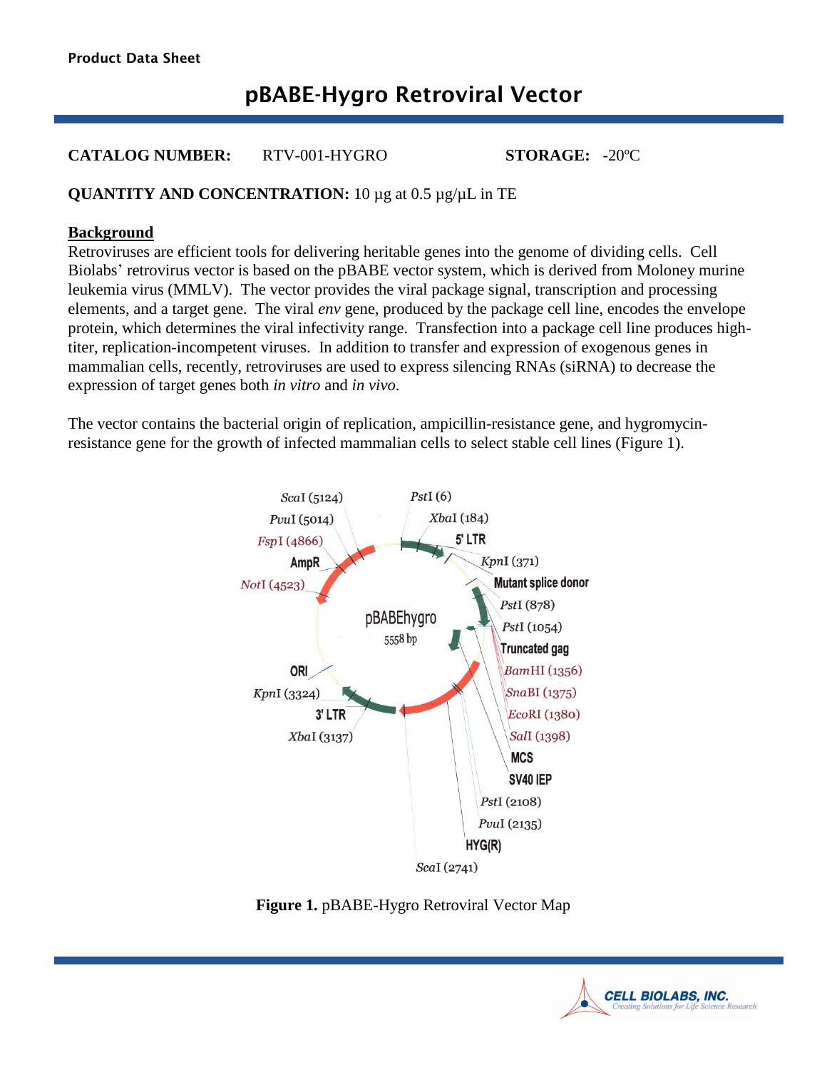**Product Data Sheet**

# pBABE-Hygro Retroviral Vector

**CATALOG NUMBER:** RTV-001-HYGRO **STORAGE:** -20ºC

**QUANTITY AND CONCENTRATION:** 10 µg at 0.5 µg/µL in TE

## Background

Retroviruses are efficient tools for delivering heritable genes into the genome of dividing cells. Cell Biolabs' retrovirus vector is based on the pBABE vector system, which is derived from Moloney murine leukemia virus (MMLV). The vector provides the viral package signal, transcription and processing elements, and a target gene. The viral *env* gene, produced by the package cell line, encodes the envelope protein, which determines the viral infectivity range. Transfection into a package cell line produces high-titer, replication-incompetent viruses. In addition to transfer and expression of exogenous genes in mammalian cells, recently, retroviruses are used to express silencing RNAs (siRNA) to decrease the expression of target genes both *in vitro* and *in vivo*.

The vector contains the bacterial origin of replication, ampicillin-resistance gene, and hygromycin-resistance gene for the growth of infected mammalian cells to select stable cell lines (Figure 1).

**Figure 1.** pBABE-Hygro Retroviral Vector Map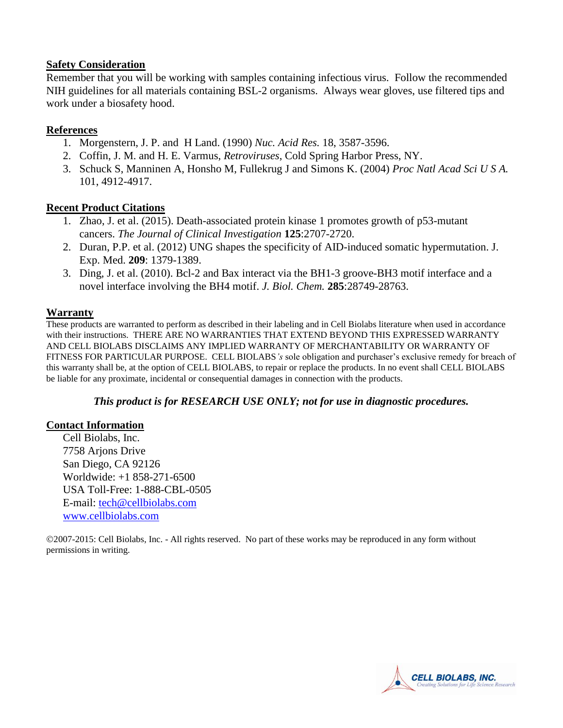## Safety Consideration

Remember that you will be working with samples containing infectious virus. Follow the recommended NIH guidelines for all materials containing BSL-2 organisms. Always wear gloves, use filtered tips and work under a biosafety hood.

## References

1. Morgenstern, J. P. and H Land. (1990) *Nuc. Acid Res.* 18, 3587-3596.
2. Coffin, J. M. and H. E. Varmus, *Retroviruses*, Cold Spring Harbor Press, NY.
3. Schuck S, Manninen A, Honsho M, Fullekrug J and Simons K. (2004) *Proc Natl Acad Sci U S A.* 101, 4912-4917.

## Recent Product Citations

1. Zhao, J. et al. (2015). Death-associated protein kinase 1 promotes growth of p53-mutant cancers. *The Journal of Clinical Investigation* **125**:2707-2720.
2. Duran, P.P. et al. (2012) UNG shapes the specificity of AID-induced somatic hypermutation. J. Exp. Med. **209**: 1379-1389.
3. Ding, J. et al. (2010). Bcl-2 and Bax interact via the BH1-3 groove-BH3 motif interface and a novel interface involving the BH4 motif. *J. Biol. Chem.* **285**:28749-28763.

## Warranty

These products are warranted to perform as described in their labeling and in Cell Biolabs literature when used in accordance with their instructions. THERE ARE NO WARRANTIES THAT EXTEND BEYOND THIS EXPRESSED WARRANTY AND CELL BIOLABS DISCLAIMS ANY IMPLIED WARRANTY OF MERCHANTABILITY OR WARRANTY OF FITNESS FOR PARTICULAR PURPOSE. CELL BIOLABS*'s* sole obligation and purchaser's exclusive remedy for breach of this warranty shall be, at the option of CELL BIOLABS, to repair or replace the products. In no event shall CELL BIOLABS be liable for any proximate, incidental or consequential damages in connection with the products.

***This product is for RESEARCH USE ONLY; not for use in diagnostic procedures.***

## Contact Information

Cell Biolabs, Inc.
7758 Arjons Drive
San Diego, CA 92126
Worldwide: +1 858-271-6500
USA Toll-Free: 1-888-CBL-0505
E-mail: tech@cellbiolabs.com
www.cellbiolabs.com

©2007-2015: Cell Biolabs, Inc. - All rights reserved. No part of these works may be reproduced in any form without permissions in writing.